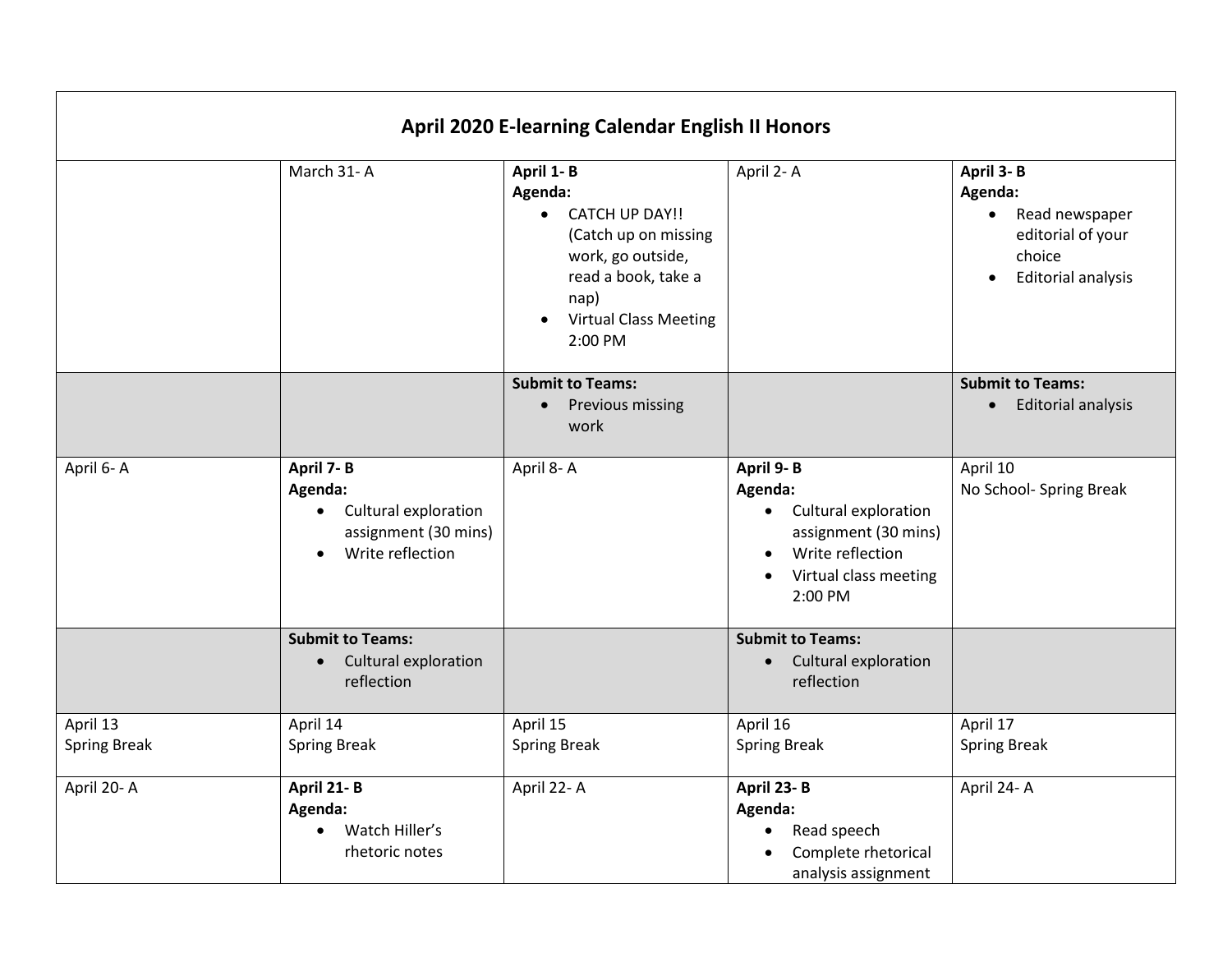| April 2020 E-learning Calendar English II Honors | | | | |
|---|---|---|---|---|
| | March 31- A | **April 1- B**<br>**Agenda:**<br>• CATCH UP DAY!! (Catch up on missing work, go outside, read a book, take a nap)<br>• Virtual Class Meeting 2:00 PM | April 2- A | **April 3- B**<br>**Agenda:**<br>• Read newspaper editorial of your choice<br>• Editorial analysis |
| | | **Submit to Teams:**<br>• Previous missing work | | **Submit to Teams:**<br>• Editorial analysis |
| April 6- A | **April 7- B**<br>**Agenda:**<br>• Cultural exploration assignment (30 mins)<br>• Write reflection | April 8- A | **April 9- B**<br>**Agenda:**<br>• Cultural exploration assignment (30 mins)<br>• Write reflection<br>• Virtual class meeting 2:00 PM | April 10<br>No School- Spring Break |
| | **Submit to Teams:**<br>• Cultural exploration reflection | | **Submit to Teams:**<br>• Cultural exploration reflection | |
| April 13<br>Spring Break | April 14<br>Spring Break | April 15<br>Spring Break | April 16<br>Spring Break | April 17<br>Spring Break |
| April 20- A | **April 21- B**<br>**Agenda:**<br>• Watch Hiller's rhetoric notes | April 22- A | **April 23- B**<br>**Agenda:**<br>• Read speech<br>• Complete rhetorical analysis assignment | April 24- A |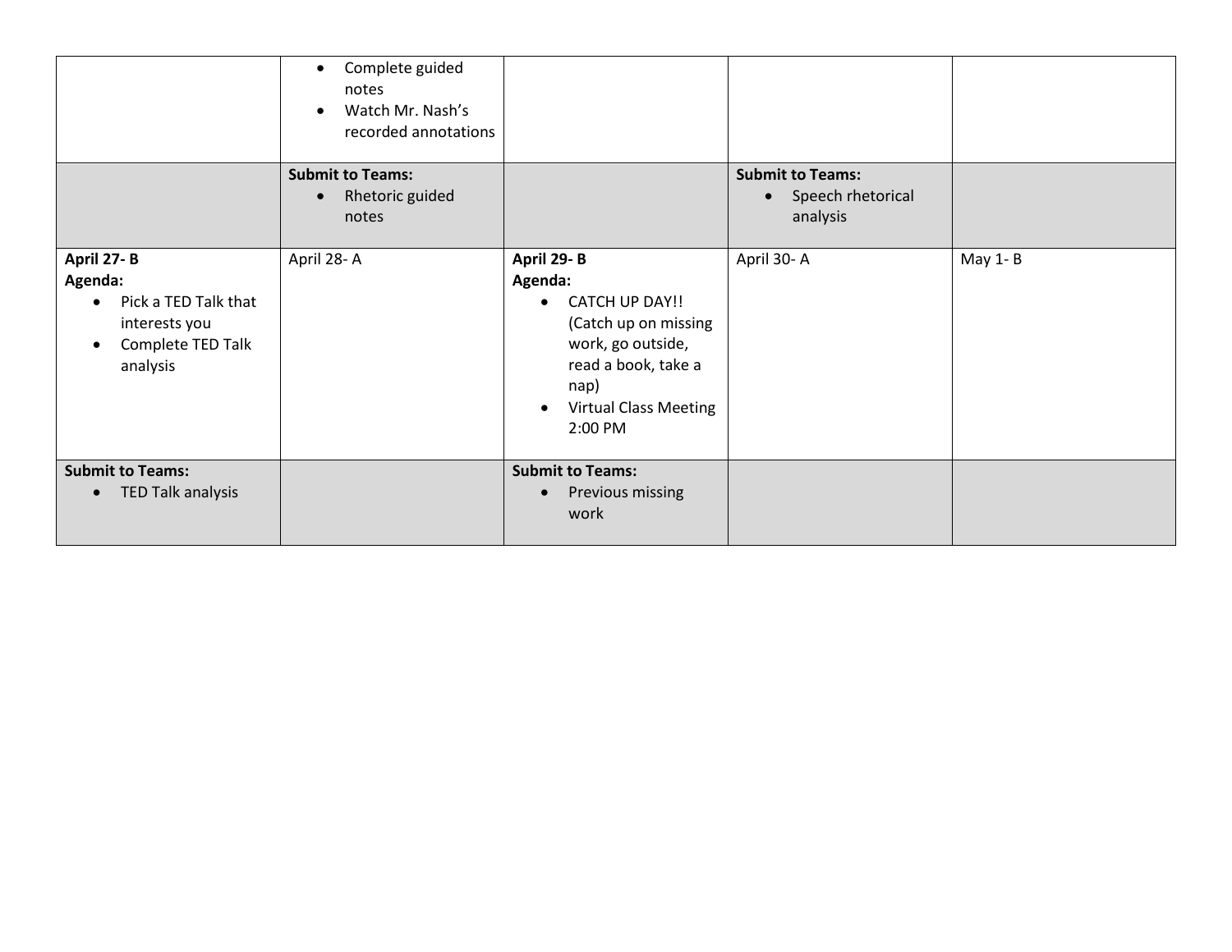| | | | | |
|---|---|---|---|---|
| | • Complete guided notes<br>• Watch Mr. Nash's recorded annotations | | | |
| | **Submit to Teams:**<br>• Rhetoric guided notes | | **Submit to Teams:**<br>• Speech rhetorical analysis | |
| **April 27- B**<br>**Agenda:**<br>• Pick a TED Talk that interests you<br>• Complete TED Talk analysis | April 28- A | **April 29- B**<br>**Agenda:**<br>• CATCH UP DAY!! (Catch up on missing work, go outside, read a book, take a nap)<br>• Virtual Class Meeting 2:00 PM | April 30- A | May 1- B |
| **Submit to Teams:**<br>• TED Talk analysis | | **Submit to Teams:**<br>• Previous missing work | | |